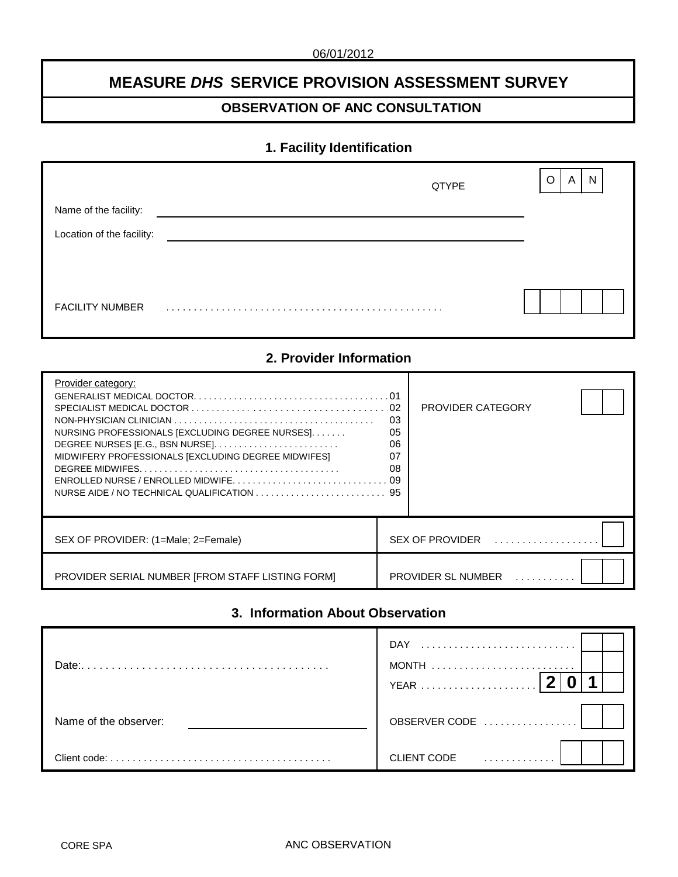06/01/2012

# MEASURE *DHS* SERVICE PROVISION ASSESSMENT SURVEY

## OBSERVATION OF ANC CONSULTATION

### 1. Facility Identification

| | QTYPE | O A N |
|---|---|---|
| Name of the facility: ______________________ | | |
| Location of the facility: ______________________ | | |
| FACILITY NUMBER . . . . . . . . . . . . . . . . . . . . . . . . . . . . . . . . . . . . . . . . . . . . . . . . | | [ ][ ][ ][ ][ ] |

### 2. Provider Information

| Provider category: | | PROVIDER CATEGORY [ ][ ] |
|---|---|---|
| GENERALIST MEDICAL DOCTOR. . . . . . . . . . . . . . . . . . . . . . . . . . . . . . . . . . . . . . | 01 | |
| SPECIALIST MEDICAL DOCTOR . . . . . . . . . . . . . . . . . . . . . . . . . . . . . . . . . . . . . | 02 | |
| NON-PHYSICIAN CLINICIAN . . . . . . . . . . . . . . . . . . . . . . . . . . . . . . . . . . . . . . | 03 | |
| NURSING PROFESSIONALS [EXCLUDING DEGREE NURSES]. . . . . . . | 05 | |
| DEGREE NURSES [E.G., BSN NURSE]. . . . . . . . . . . . . . . . . . . . . . . . | 06 | |
| MIDWIFERY PROFESSIONALS [EXCLUDING DEGREE MIDWIFES] | 07 | |
| DEGREE MIDWIFES. . . . . . . . . . . . . . . . . . . . . . . . . . . . . . . . . . . . . . . | 08 | |
| ENROLLED NURSE / ENROLLED MIDWIFE. . . . . . . . . . . . . . . . . . . . . . . . . . . . . . | 09 | |
| NURSE AIDE / NO TECHNICAL QUALIFICATION . . . . . . . . . . . . . . . . . . . . . . . . . | 95 | |

| | |
|---|---|
| SEX OF PROVIDER: (1=Male; 2=Female) | SEX OF PROVIDER . . . . . . . . . . . . . . . . . . [ ] |
| PROVIDER SERIAL NUMBER [FROM STAFF LISTING FORM] | PROVIDER SL NUMBER . . . . . . . . . . [ ][ ] |

### 3. Information About Observation

| | |
|---|---|
| Date:. . . . . . . . . . . . . . . . . . . . . . . . . . . . . . . . . . . . . . . . . | DAY . . . . . . . . . . . . . . . . . . . . . . . . . . . [ ][ ]<br>MONTH . . . . . . . . . . . . . . . . . . . . . . . . . [ ][ ]<br>YEAR . . . . . . . . . . . . . . . . . . . . [2][0][1][ ] |
| Name of the observer: ______________________ | OBSERVER CODE . . . . . . . . . . . . . . . . [ ][ ] |
| Client code: . . . . . . . . . . . . . . . . . . . . . . . . . . . . . . . . . . . . . . . | CLIENT CODE . . . . . . . . . . . . [ ][ ][ ] |

CORE SPA

ANC OBSERVATION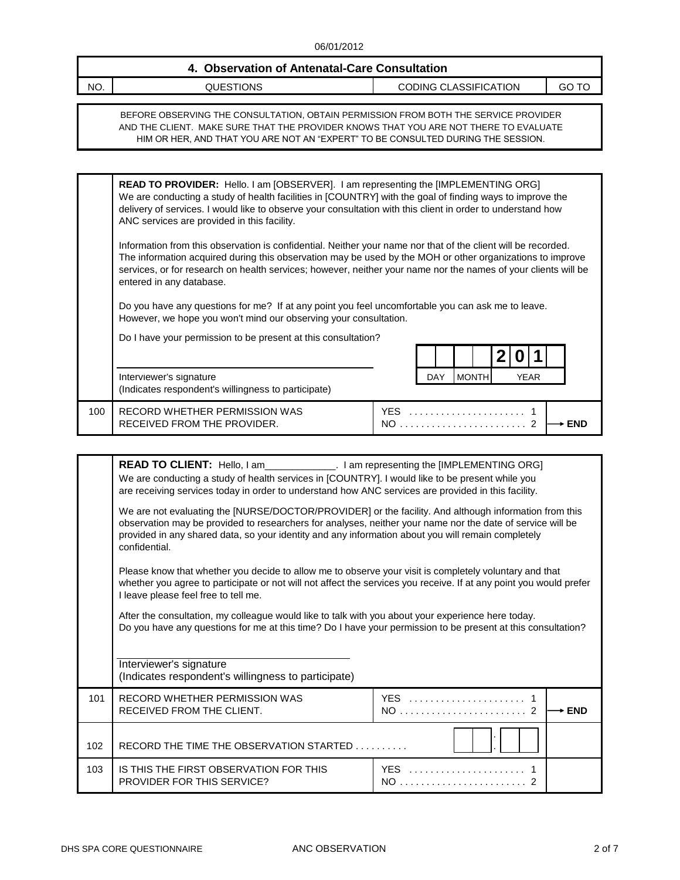06/01/2012

## 4. Observation of Antenatal-Care Consultation

| NO. | QUESTIONS | CODING CLASSIFICATION | GO TO |
|---|---|---|---|

BEFORE OBSERVING THE CONSULTATION, OBTAIN PERMISSION FROM BOTH THE SERVICE PROVIDER AND THE CLIENT. MAKE SURE THAT THE PROVIDER KNOWS THAT YOU ARE NOT THERE TO EVALUATE HIM OR HER, AND THAT YOU ARE NOT AN "EXPERT" TO BE CONSULTED DURING THE SESSION.

**READ TO PROVIDER:** Hello. I am [OBSERVER]. I am representing the [IMPLEMENTING ORG] We are conducting a study of health facilities in [COUNTRY] with the goal of finding ways to improve the delivery of services. I would like to observe your consultation with this client in order to understand how ANC services are provided in this facility.

Information from this observation is confidential. Neither your name nor that of the client will be recorded. The information acquired during this observation may be used by the MOH or other organizations to improve services, or for research on health services; however, neither your name nor the names of your clients will be entered in any database.

Do you have any questions for me? If at any point you feel uncomfortable you can ask me to leave. However, we hope you won't mind our observing your consultation.

Do I have your permission to be present at this consultation?

_______________________________ Interviewer's signature (Indicates respondent's willingness to participate)

| | | 2 | 0 | 1 | |
|---|---|---|---|---|---|
| DAY | MONTH | YEAR | | | |

| NO. | QUESTIONS | CODING CLASSIFICATION | GO TO |
|---|---|---|---|
| 100 | RECORD WHETHER PERMISSION WAS RECEIVED FROM THE PROVIDER. | YES . . . . . . . . . . . . . . . . . . . . . 1<br>NO . . . . . . . . . . . . . . . . . . . . . . . 2 | <br>→ END |

**READ TO CLIENT:** Hello, I am_____________. I am representing the [IMPLEMENTING ORG] We are conducting a study of health services in [COUNTRY]. I would like to be present while you are receiving services today in order to understand how ANC services are provided in this facility.

We are not evaluating the [NURSE/DOCTOR/PROVIDER] or the facility. And although information from this observation may be provided to researchers for analyses, neither your name nor the date of service will be provided in any shared data, so your identity and any information about you will remain completely confidential.

Please know that whether you decide to allow me to observe your visit is completely voluntary and that whether you agree to participate or not will not affect the services you receive. If at any point you would prefer I leave please feel free to tell me.

After the consultation, my colleague would like to talk with you about your experience here today. Do you have any questions for me at this time? Do I have your permission to be present at this consultation?

_______________________________ Interviewer's signature (Indicates respondent's willingness to participate)

| NO. | QUESTIONS | CODING CLASSIFICATION | GO TO |
|---|---|---|---|
| 101 | RECORD WHETHER PERMISSION WAS RECEIVED FROM THE CLIENT. | YES . . . . . . . . . . . . . . . . . . . . . 1<br>NO . . . . . . . . . . . . . . . . . . . . . . . 2 | <br>→ END |
| 102 | RECORD THE TIME THE OBSERVATION STARTED . . . . . . . . . . | __ __ : __ __ | |
| 103 | IS THIS THE FIRST OBSERVATION FOR THIS PROVIDER FOR THIS SERVICE? | YES . . . . . . . . . . . . . . . . . . . . . 1<br>NO . . . . . . . . . . . . . . . . . . . . . . . 2 | |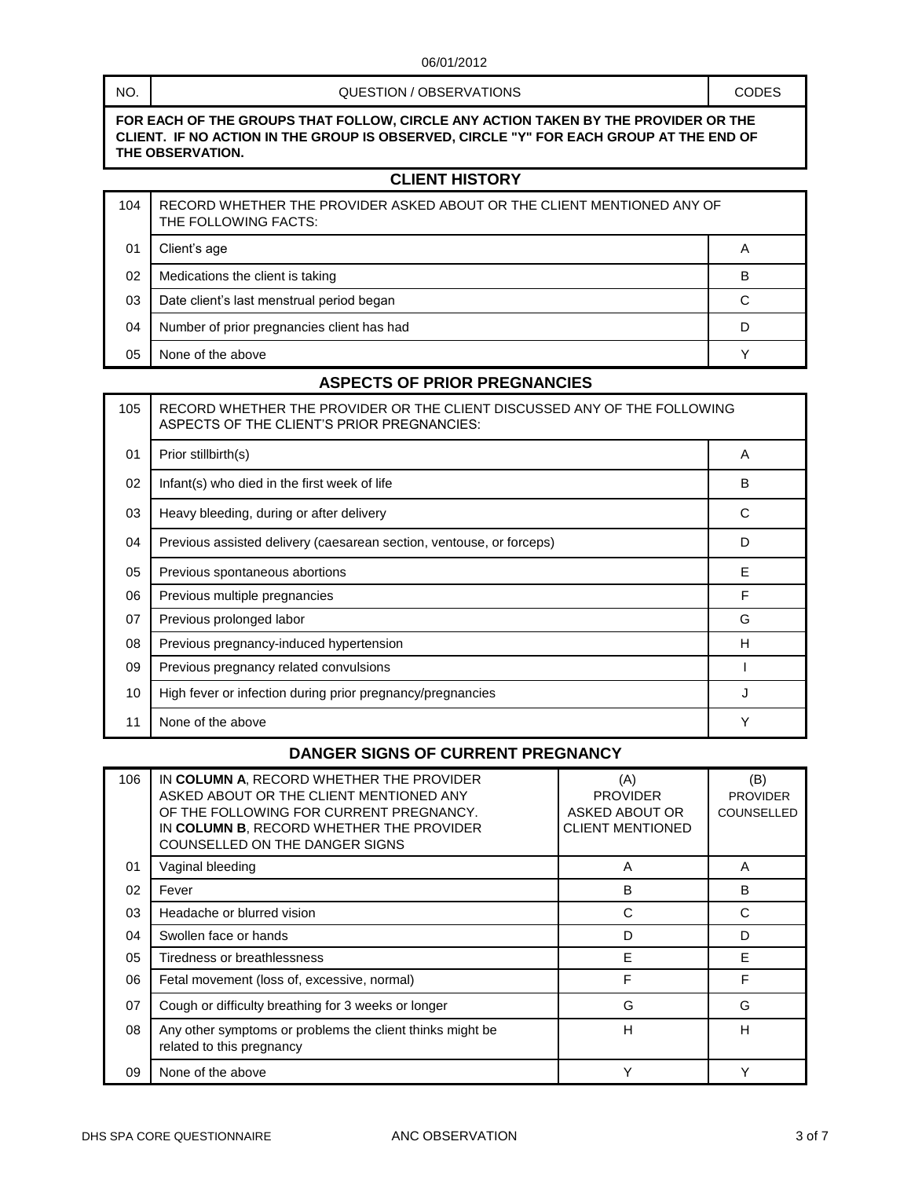06/01/2012

| NO. | QUESTION / OBSERVATIONS | CODES |
|---|---|---|

**FOR EACH OF THE GROUPS THAT FOLLOW, CIRCLE ANY ACTION TAKEN BY THE PROVIDER OR THE CLIENT. IF NO ACTION IN THE GROUP IS OBSERVED, CIRCLE "Y" FOR EACH GROUP AT THE END OF THE OBSERVATION.**

## CLIENT HISTORY

| 104 | RECORD WHETHER THE PROVIDER ASKED ABOUT OR THE CLIENT MENTIONED ANY OF THE FOLLOWING FACTS: | |
|---|---|---|
| 01 | Client's age | A |
| 02 | Medications the client is taking | B |
| 03 | Date client's last menstrual period began | C |
| 04 | Number of prior pregnancies client has had | D |
| 05 | None of the above | Y |

## ASPECTS OF PRIOR PREGNANCIES

| 105 | RECORD WHETHER THE PROVIDER OR THE CLIENT DISCUSSED ANY OF THE FOLLOWING ASPECTS OF THE CLIENT'S PRIOR PREGNANCIES: | |
|---|---|---|
| 01 | Prior stillbirth(s) | A |
| 02 | Infant(s) who died in the first week of life | B |
| 03 | Heavy bleeding, during or after delivery | C |
| 04 | Previous assisted delivery (caesarean section, ventouse, or forceps) | D |
| 05 | Previous spontaneous abortions | E |
| 06 | Previous multiple pregnancies | F |
| 07 | Previous prolonged labor | G |
| 08 | Previous pregnancy-induced hypertension | H |
| 09 | Previous pregnancy related convulsions | I |
| 10 | High fever or infection during prior pregnancy/pregnancies | J |
| 11 | None of the above | Y |

## DANGER SIGNS OF CURRENT PREGNANCY

| 106 | IN **COLUMN A**, RECORD WHETHER THE PROVIDER ASKED ABOUT OR THE CLIENT MENTIONED ANY OF THE FOLLOWING FOR CURRENT PREGNANCY. IN **COLUMN B**, RECORD WHETHER THE PROVIDER COUNSELLED ON THE DANGER SIGNS | (A) PROVIDER ASKED ABOUT OR CLIENT MENTIONED | (B) PROVIDER COUNSELLED |
|---|---|---|---|
| 01 | Vaginal bleeding | A | A |
| 02 | Fever | B | B |
| 03 | Headache or blurred vision | C | C |
| 04 | Swollen face or hands | D | D |
| 05 | Tiredness or breathlessness | E | E |
| 06 | Fetal movement (loss of, excessive, normal) | F | F |
| 07 | Cough or difficulty breathing for 3 weeks or longer | G | G |
| 08 | Any other symptoms or problems the client thinks might be related to this pregnancy | H | H |
| 09 | None of the above | Y | Y |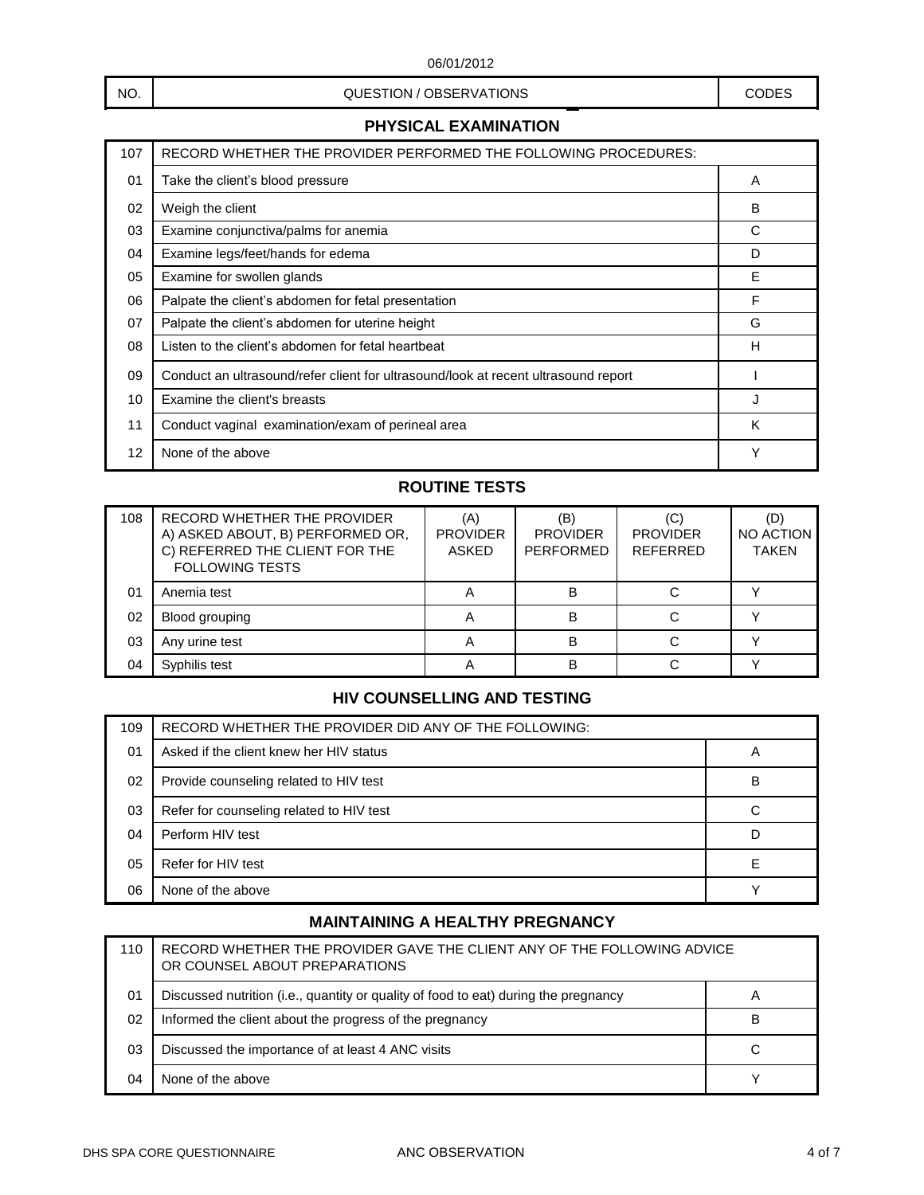06/01/2012

| NO. | QUESTION / OBSERVATIONS | CODES |
|---|---|---|

## PHYSICAL EXAMINATION

| 107 | RECORD WHETHER THE PROVIDER PERFORMED THE FOLLOWING PROCEDURES: | |
|---|---|---|
| 01 | Take the client's blood pressure | A |
| 02 | Weigh the client | B |
| 03 | Examine conjunctiva/palms for anemia | C |
| 04 | Examine legs/feet/hands for edema | D |
| 05 | Examine for swollen glands | E |
| 06 | Palpate the client's abdomen for fetal presentation | F |
| 07 | Palpate the client's abdomen for uterine height | G |
| 08 | Listen to the client's abdomen for fetal heartbeat | H |
| 09 | Conduct an ultrasound/refer client for ultrasound/look at recent ultrasound report | I |
| 10 | Examine the client's breasts | J |
| 11 | Conduct vaginal examination/exam of perineal area | K |
| 12 | None of the above | Y |

## ROUTINE TESTS

| 108 | RECORD WHETHER THE PROVIDER A) ASKED ABOUT, B) PERFORMED OR, C) REFERRED THE CLIENT FOR THE FOLLOWING TESTS | (A) PROVIDER ASKED | (B) PROVIDER PERFORMED | (C) PROVIDER REFERRED | (D) NO ACTION TAKEN |
|---|---|---|---|---|---|
| 01 | Anemia test | A | B | C | Y |
| 02 | Blood grouping | A | B | C | Y |
| 03 | Any urine test | A | B | C | Y |
| 04 | Syphilis test | A | B | C | Y |

## HIV COUNSELLING AND TESTING

| 109 | RECORD WHETHER THE PROVIDER DID ANY OF THE FOLLOWING: | |
|---|---|---|
| 01 | Asked if the client knew her HIV status | A |
| 02 | Provide counseling related to HIV test | B |
| 03 | Refer for counseling related to HIV test | C |
| 04 | Perform HIV test | D |
| 05 | Refer for HIV test | E |
| 06 | None of the above | Y |

## MAINTAINING A HEALTHY PREGNANCY

| 110 | RECORD WHETHER THE PROVIDER GAVE THE CLIENT ANY OF THE FOLLOWING ADVICE OR COUNSEL ABOUT PREPARATIONS | |
|---|---|---|
| 01 | Discussed nutrition (i.e., quantity or quality of food to eat) during the pregnancy | A |
| 02 | Informed the client about the progress of the pregnancy | B |
| 03 | Discussed the importance of at least 4 ANC visits | C |
| 04 | None of the above | Y |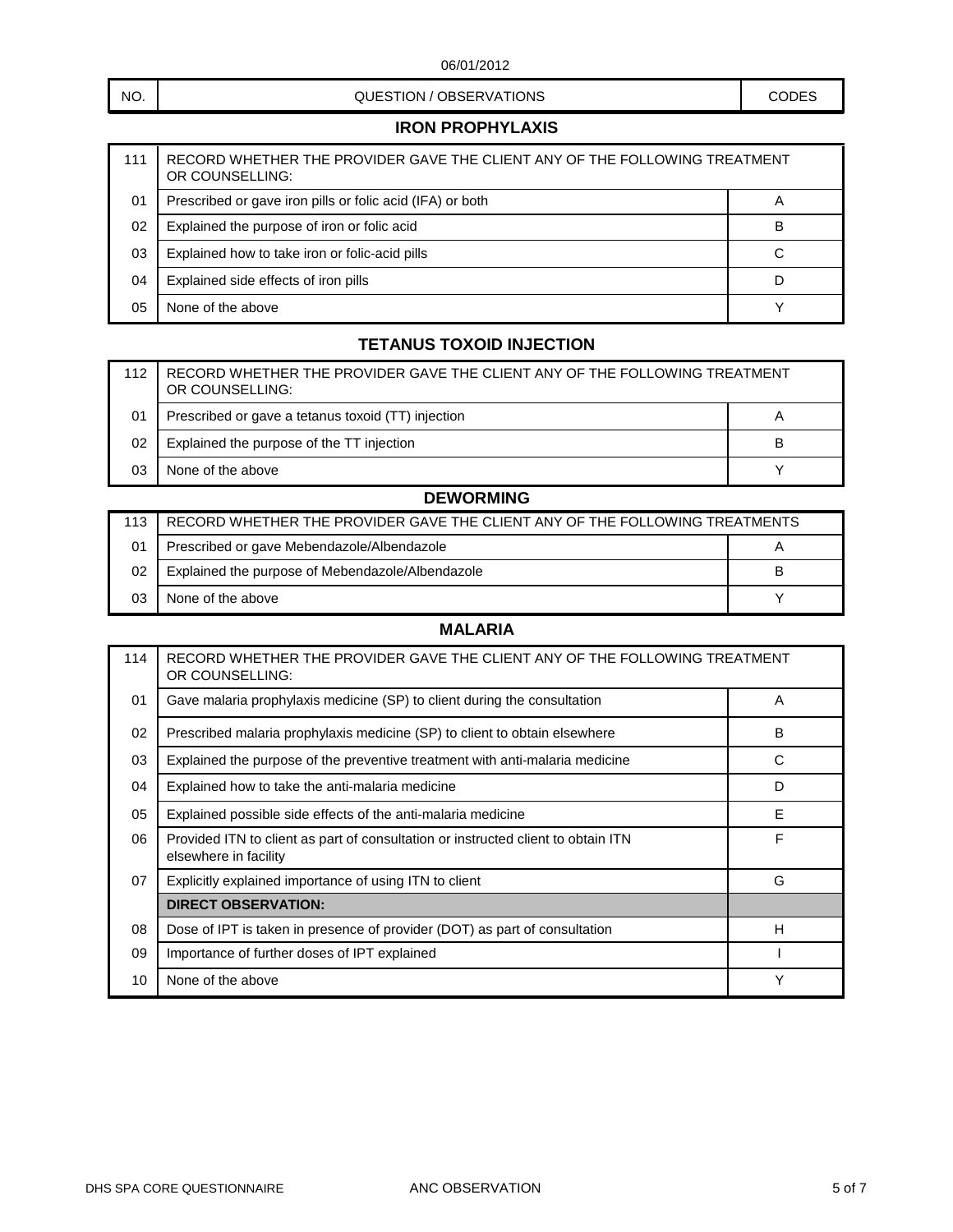06/01/2012

| NO. | QUESTION / OBSERVATIONS | CODES |
|---|---|---|

## IRON PROPHYLAXIS

| 111 | RECORD WHETHER THE PROVIDER GAVE THE CLIENT ANY OF THE FOLLOWING TREATMENT OR COUNSELLING: | |
|---|---|---|
| 01 | Prescribed or gave iron pills or folic acid (IFA) or both | A |
| 02 | Explained the purpose of iron or folic acid | B |
| 03 | Explained how to take iron or folic-acid pills | C |
| 04 | Explained side effects of iron pills | D |
| 05 | None of the above | Y |

## TETANUS TOXOID INJECTION

| 112 | RECORD WHETHER THE PROVIDER GAVE THE CLIENT ANY OF THE FOLLOWING TREATMENT OR COUNSELLING: | |
|---|---|---|
| 01 | Prescribed or gave a tetanus toxoid (TT) injection | A |
| 02 | Explained the purpose of the TT injection | B |
| 03 | None of the above | Y |

## DEWORMING

| 113 | RECORD WHETHER THE PROVIDER GAVE THE CLIENT ANY OF THE FOLLOWING TREATMENTS | |
|---|---|---|
| 01 | Prescribed or gave Mebendazole/Albendazole | A |
| 02 | Explained the purpose of Mebendazole/Albendazole | B |
| 03 | None of the above | Y |

## MALARIA

| 114 | RECORD WHETHER THE PROVIDER GAVE THE CLIENT ANY OF THE FOLLOWING TREATMENT OR COUNSELLING: | |
|---|---|---|
| 01 | Gave malaria prophylaxis medicine (SP) to client during the consultation | A |
| 02 | Prescribed malaria prophylaxis medicine (SP) to client to obtain elsewhere | B |
| 03 | Explained the purpose of the preventive treatment with anti-malaria medicine | C |
| 04 | Explained how to take the anti-malaria medicine | D |
| 05 | Explained possible side effects of the anti-malaria medicine | E |
| 06 | Provided ITN to client as part of consultation or instructed client to obtain ITN elsewhere in facility | F |
| 07 | Explicitly explained importance of using ITN to client | G |
| | **DIRECT OBSERVATION:** | |
| 08 | Dose of IPT is taken in presence of provider (DOT) as part of consultation | H |
| 09 | Importance of further doses of IPT explained | I |
| 10 | None of the above | Y |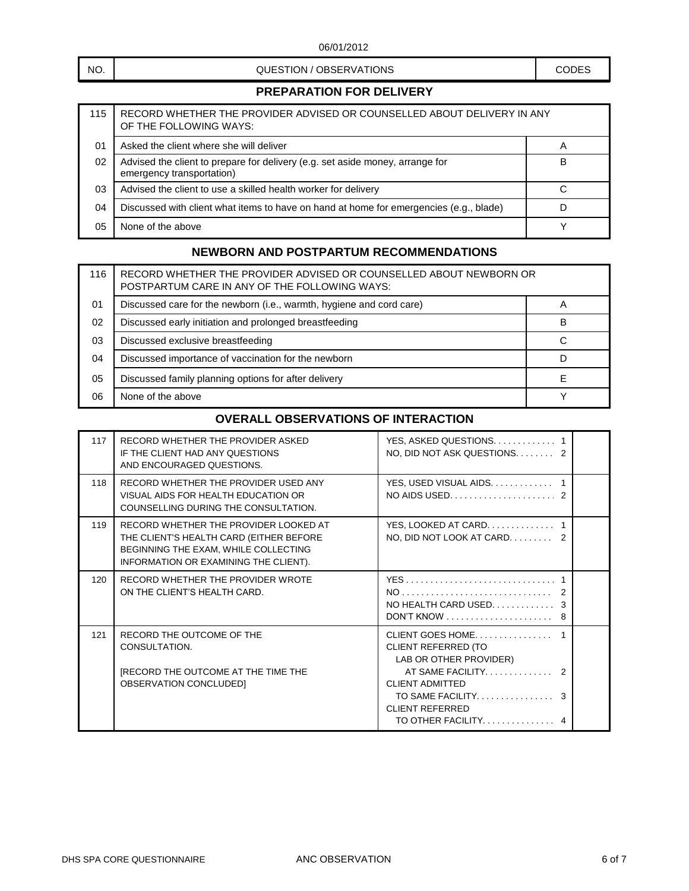06/01/2012

| NO. | QUESTION / OBSERVATIONS | CODES |
|---|---|---|

## PREPARATION FOR DELIVERY

| | | |
|---|---|---|
| 115 | RECORD WHETHER THE PROVIDER ADVISED OR COUNSELLED ABOUT DELIVERY IN ANY OF THE FOLLOWING WAYS: | |
| 01 | Asked the client where she will deliver | A |
| 02 | Advised the client to prepare for delivery (e.g. set aside money, arrange for emergency transportation) | B |
| 03 | Advised the client to use a skilled health worker for delivery | C |
| 04 | Discussed with client what items to have on hand at home for emergencies (e.g., blade) | D |
| 05 | None of the above | Y |

## NEWBORN AND POSTPARTUM RECOMMENDATIONS

| | | |
|---|---|---|
| 116 | RECORD WHETHER THE PROVIDER ADVISED OR COUNSELLED ABOUT NEWBORN OR POSTPARTUM CARE IN ANY OF THE FOLLOWING WAYS: | |
| 01 | Discussed care for the newborn (i.e., warmth, hygiene and cord care) | A |
| 02 | Discussed early initiation and prolonged breastfeeding | B |
| 03 | Discussed exclusive breastfeeding | C |
| 04 | Discussed importance of vaccination for the newborn | D |
| 05 | Discussed family planning options for after delivery | E |
| 06 | None of the above | Y |

## OVERALL OBSERVATIONS OF INTERACTION

| | | | |
|---|---|---|---|
| 117 | RECORD WHETHER THE PROVIDER ASKED IF THE CLIENT HAD ANY QUESTIONS AND ENCOURAGED QUESTIONS. | YES, ASKED QUESTIONS. . . . . . . . . . . . 1<br>NO, DID NOT ASK QUESTIONS. . . . . . . . 2 | |
| 118 | RECORD WHETHER THE PROVIDER USED ANY VISUAL AIDS FOR HEALTH EDUCATION OR COUNSELLING DURING THE CONSULTATION. | YES, USED VISUAL AIDS. . . . . . . . . . . . 1<br>NO AIDS USED. . . . . . . . . . . . . . . . . . . . . . 2 | |
| 119 | RECORD WHETHER THE PROVIDER LOOKED AT THE CLIENT'S HEALTH CARD (EITHER BEFORE BEGINNING THE EXAM, WHILE COLLECTING INFORMATION OR EXAMINING THE CLIENT). | YES, LOOKED AT CARD. . . . . . . . . . . . . 1<br>NO, DID NOT LOOK AT CARD. . . . . . . . . 2 | |
| 120 | RECORD WHETHER THE PROVIDER WROTE ON THE CLIENT'S HEALTH CARD. | YES . . . . . . . . . . . . . . . . . . . . . . . . . . . . . . 1<br>NO . . . . . . . . . . . . . . . . . . . . . . . . . . . . . . 2<br>NO HEALTH CARD USED. . . . . . . . . . . . 3<br>DON'T KNOW . . . . . . . . . . . . . . . . . . . . . . 8 | |
| 121 | RECORD THE OUTCOME OF THE CONSULTATION.<br><br>[RECORD THE OUTCOME AT THE TIME THE OBSERVATION CONCLUDED] | CLIENT GOES HOME. . . . . . . . . . . . . . . . 1<br>CLIENT REFERRED (TO LAB OR OTHER PROVIDER) AT SAME FACILITY. . . . . . . . . . . . . 2<br>CLIENT ADMITTED TO SAME FACILITY. . . . . . . . . . . . . . . . 3<br>CLIENT REFERRED TO OTHER FACILITY. . . . . . . . . . . . . . 4 | |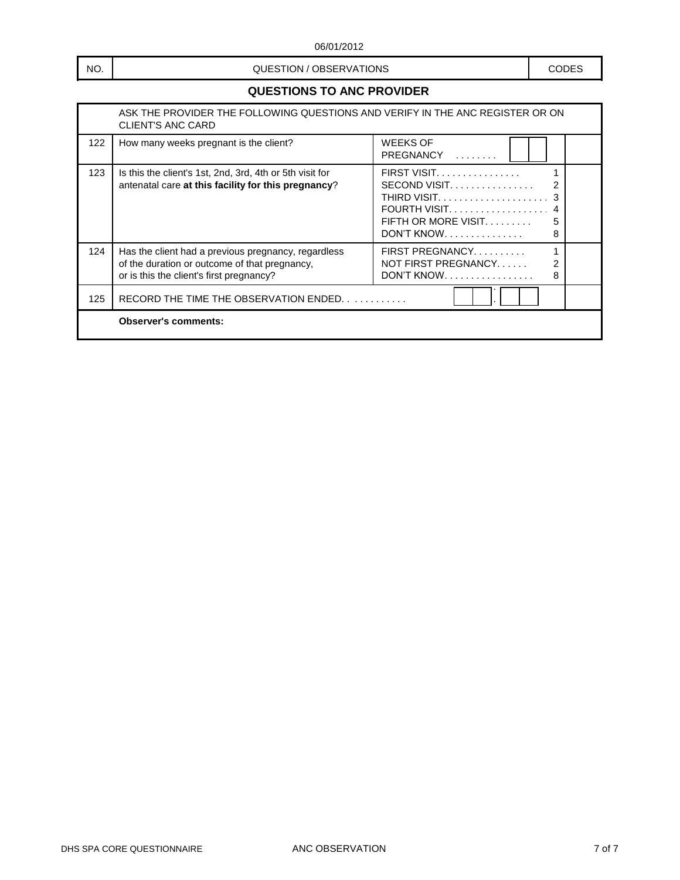06/01/2012

| NO. | QUESTION / OBSERVATIONS | CODES | |
|---|---|---|---|

## QUESTIONS TO ANC PROVIDER

| | | | |
|---|---|---|---|
| | ASK THE PROVIDER THE FOLLOWING QUESTIONS AND VERIFY IN THE ANC REGISTER OR ON CLIENT'S ANC CARD | | |
| 122 | How many weeks pregnant is the client? | WEEKS OF PREGNANCY . . . . . . . . [ ][ ] | |
| 123 | Is this the client's 1st, 2nd, 3rd, 4th or 5th visit for antenatal care **at this facility for this pregnancy**? | FIRST VISIT. . . . . . . . . . . . . . . . 1<br>SECOND VISIT. . . . . . . . . . . . . . . . 2<br>THIRD VISIT. . . . . . . . . . . . . . . . . . . . . 3<br>FOURTH VISIT. . . . . . . . . . . . . . . . . . . 4<br>FIFTH OR MORE VISIT. . . . . . . . . 5<br>DON'T KNOW. . . . . . . . . . . . . . . 8 | |
| 124 | Has the client had a previous pregnancy, regardless of the duration or outcome of that pregnancy, or is this the client's first pregnancy? | FIRST PREGNANCY. . . . . . . . . . 1<br>NOT FIRST PREGNANCY. . . . . . 2<br>DON'T KNOW. . . . . . . . . . . . . . . . . 8 | |
| 125 | RECORD THE TIME THE OBSERVATION ENDED. . . . . . . . . . . | [ ][ ] : [ ][ ] | |
| | **Observer's comments:** | | |